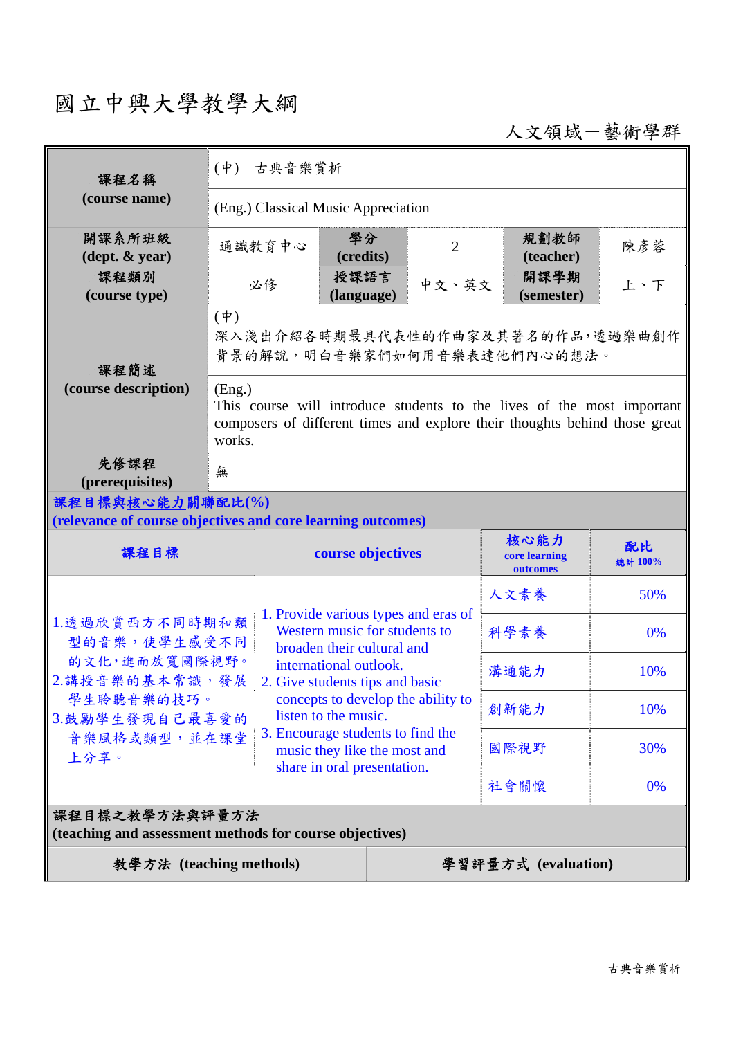# 國立中興大學教學大綱

人文領域－藝術學群

| 課程名稱 (course name) | (中)　古典音樂賞析 | | | | |
|---|---|---|---|---|---|
| | (Eng.) Classical Music Appreciation | | | | |
| 開課系所班級 (dept. & year) | 通識教育中心 | 學分 (credits) | 2 | 規劃教師 (teacher) | 陳彥蓉 |
| 課程類別 (course type) | 必修 | 授課語言 (language) | 中文、英文 | 開課學期 (semester) | 上、下 |
| 課程簡述 (course description) | (中)<br>深入淺出介紹各時期最具代表性的作曲家及其著名的作品，透過樂曲創作背景的解說，明白音樂家們如何用音樂表達他們內心的想法。 | | | | |
| | (Eng.)<br>This course will introduce students to the lives of the most important composers of different times and explore their thoughts behind those great works. | | | | |
| 先修課程 (prerequisites) | 無 | | | | |

**課程目標與核心能力關聯配比(%)**
**(relevance of course objectives and core learning outcomes)**

| 課程目標 | course objectives | 核心能力 core learning outcomes | 配比 總計 100% |
|---|---|---|---|
| 1.透過欣賞西方不同時期和類型的音樂，使學生感受不同的文化，進而放寬國際視野。<br>2.講授音樂的基本常識，發展學生聆聽音樂的技巧。<br>3.鼓勵學生發現自己最喜愛的音樂風格或類型，並在課堂上分享。 | 1. Provide various types and eras of Western music for students to broaden their cultural and international outlook.<br>2. Give students tips and basic concepts to develop the ability to listen to the music.<br>3. Encourage students to find the music they like the most and share in oral presentation. | 人文素養 | 50% |
| | | 科學素養 | 0% |
| | | 溝通能力 | 10% |
| | | 創新能力 | 10% |
| | | 國際視野 | 30% |
| | | 社會關懷 | 0% |

**課程目標之教學方法與評量方法**
**(teaching and assessment methods for course objectives)**

| 教學方法 (teaching methods) | 學習評量方式 (evaluation) |
|---|---|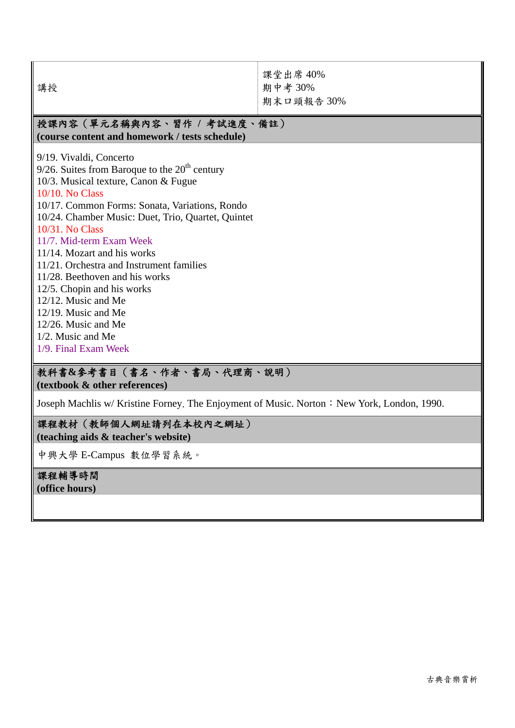| | |
|---|---|
| 講授 | 課堂出席 40%<br>期中考 30%<br>期末口頭報告 30% |

**授課內容（單元名稱與內容、習作 / 考試進度、備註）**
**(course content and homework / tests schedule)**

9/19. Vivaldi, Concerto
9/26. Suites from Baroque to the 20th century
10/3. Musical texture, Canon & Fugue
10/10. No Class
10/17. Common Forms: Sonata, Variations, Rondo
10/24. Chamber Music: Duet, Trio, Quartet, Quintet
10/31. No Class
11/7. Mid-term Exam Week
11/14. Mozart and his works
11/21. Orchestra and Instrument families
11/28. Beethoven and his works
12/5. Chopin and his works
12/12. Music and Me
12/19. Music and Me
12/26. Music and Me
1/2. Music and Me
1/9. Final Exam Week

**教科書&參考書目（書名、作者、書局、代理商、說明）**
**(textbook & other references)**

Joseph Machlis w/ Kristine Forney. The Enjoyment of Music. Norton：New York, London, 1990.

**課程教材（教師個人網址請列在本校內之網址）**
**(teaching aids & teacher's website)**

中興大學 E-Campus 數位學習系統。

**課程輔導時間**
**(office hours)**

古典音樂賞析